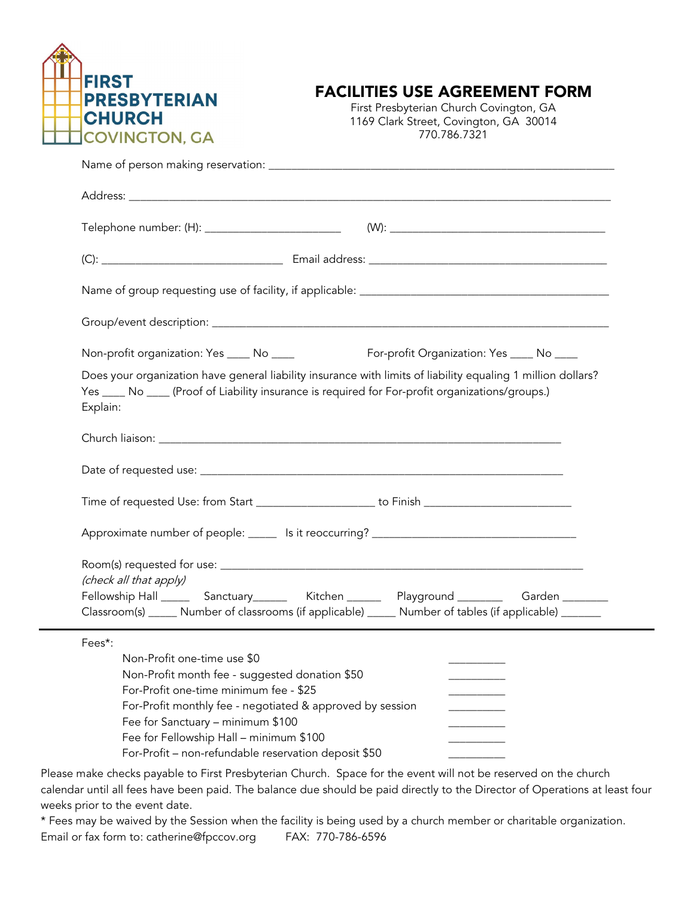FIRST PRESBYTERIAN CHURCH COVINGTON, GA

# FACILITIES USE AGREEMENT FORM

First Presbyterian Church Covington, GA
1169 Clark Street, Covington, GA 30014
770.786.7321

Name of person making reservation: ___________________________________________________________

Address: ___________________________________________________________________________________

Telephone number: (H): _______________________ (W): _____________________________________

(C): _______________________________ Email address: ________________________________________

Name of group requesting use of facility, if applicable: __________________________________________

Group/event description: __________________________________________________________________

Non-profit organization: Yes ____ No ____ For-profit Organization: Yes ____ No ____

Does your organization have general liability insurance with limits of liability equaling 1 million dollars? Yes ____ No ____ (Proof of Liability insurance is required for For-profit organizations/groups.)
Explain:

Church liaison: ________________________________________________________________________

Date of requested use: __________________________________________________________________

Time of requested Use: from Start ____________________ to Finish ________________________

Approximate number of people: _____ Is it reoccurring? ___________________________________

Room(s) requested for use: _______________________________________________________________
*(check all that apply)*
Fellowship Hall _____ Sanctuary______ Kitchen ______ Playground ________ Garden ________
Classroom(s) _____ Number of classrooms (if applicable) _____ Number of tables (if applicable) _______

---

Fees*:

- Non-Profit one-time use $0 __________
- Non-Profit month fee - suggested donation $50 __________
- For-Profit one-time minimum fee - $25 __________
- For-Profit monthly fee - negotiated & approved by session __________
- Fee for Sanctuary – minimum $100 __________
- Fee for Fellowship Hall – minimum $100 __________
- For-Profit – non-refundable reservation deposit $50 __________

Please make checks payable to First Presbyterian Church. Space for the event will not be reserved on the church calendar until all fees have been paid. The balance due should be paid directly to the Director of Operations at least four weeks prior to the event date.

* Fees may be waived by the Session when the facility is being used by a church member or charitable organization.

Email or fax form to: catherine@fpccov.org FAX: 770-786-6596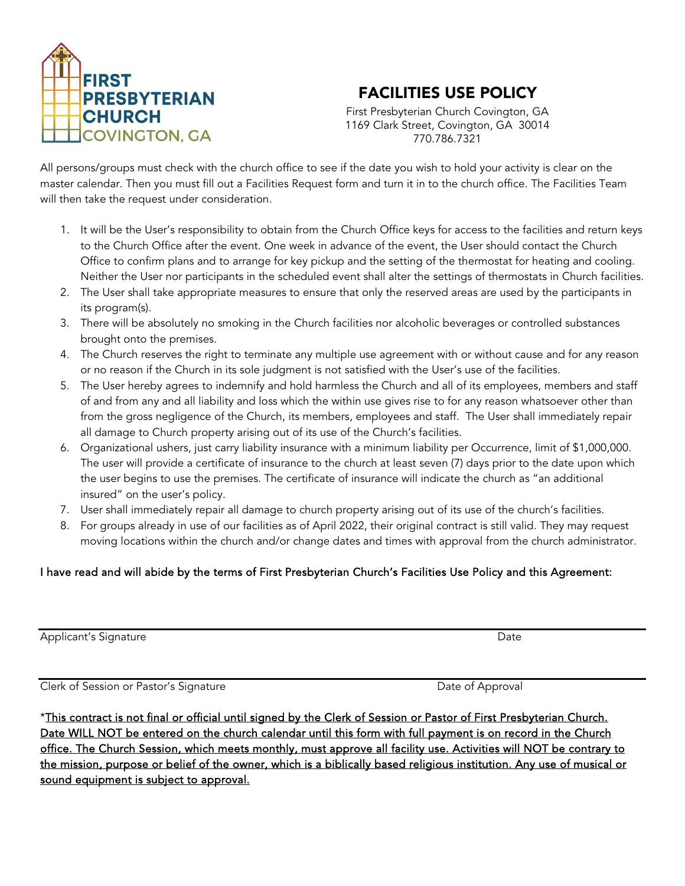FIRST PRESBYTERIAN CHURCH COVINGTON, GA

# FACILITIES USE POLICY

First Presbyterian Church Covington, GA
1169 Clark Street, Covington, GA 30014
770.786.7321

All persons/groups must check with the church office to see if the date you wish to hold your activity is clear on the master calendar. Then you must fill out a Facilities Request form and turn it in to the church office. The Facilities Team will then take the request under consideration.

1. It will be the User's responsibility to obtain from the Church Office keys for access to the facilities and return keys to the Church Office after the event. One week in advance of the event, the User should contact the Church Office to confirm plans and to arrange for key pickup and the setting of the thermostat for heating and cooling. Neither the User nor participants in the scheduled event shall alter the settings of thermostats in Church facilities.
2. The User shall take appropriate measures to ensure that only the reserved areas are used by the participants in its program(s).
3. There will be absolutely no smoking in the Church facilities nor alcoholic beverages or controlled substances brought onto the premises.
4. The Church reserves the right to terminate any multiple use agreement with or without cause and for any reason or no reason if the Church in its sole judgment is not satisfied with the User's use of the facilities.
5. The User hereby agrees to indemnify and hold harmless the Church and all of its employees, members and staff of and from any and all liability and loss which the within use gives rise to for any reason whatsoever other than from the gross negligence of the Church, its members, employees and staff. The User shall immediately repair all damage to Church property arising out of its use of the Church's facilities.
6. Organizational ushers, just carry liability insurance with a minimum liability per Occurrence, limit of $1,000,000. The user will provide a certificate of insurance to the church at least seven (7) days prior to the date upon which the user begins to use the premises. The certificate of insurance will indicate the church as "an additional insured" on the user's policy.
7. User shall immediately repair all damage to church property arising out of its use of the church's facilities.
8. For groups already in use of our facilities as of April 2022, their original contract is still valid. They may request moving locations within the church and/or change dates and times with approval from the church administrator.

I have read and will abide by the terms of First Presbyterian Church's Facilities Use Policy and this Agreement:

Applicant's Signature　　　　　　　　　　　　　　　　　　　　　　　　　Date

Clerk of Session or Pastor's Signature　　　　　　　　　　　　　　　　　Date of Approval

*This contract is not final or official until signed by the Clerk of Session or Pastor of First Presbyterian Church. Date WILL NOT be entered on the church calendar until this form with full payment is on record in the Church office. The Church Session, which meets monthly, must approve all facility use. Activities will NOT be contrary to the mission, purpose or belief of the owner, which is a biblically based religious institution. Any use of musical or sound equipment is subject to approval.